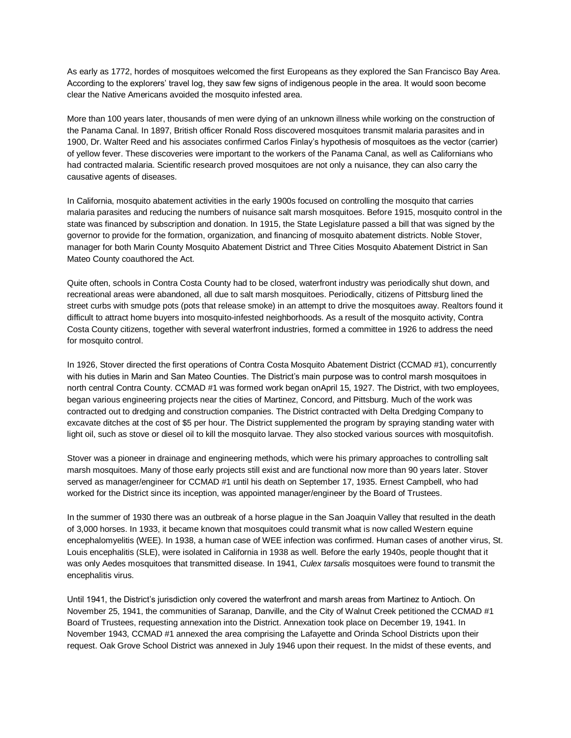As early as 1772, hordes of mosquitoes welcomed the first Europeans as they explored the San Francisco Bay Area. According to the explorers' travel log, they saw few signs of indigenous people in the area. It would soon become clear the Native Americans avoided the mosquito infested area.

More than 100 years later, thousands of men were dying of an unknown illness while working on the construction of the Panama Canal. In 1897, British officer Ronald Ross discovered mosquitoes transmit malaria parasites and in 1900, Dr. Walter Reed and his associates confirmed Carlos Finlay's hypothesis of mosquitoes as the vector (carrier) of yellow fever. These discoveries were important to the workers of the Panama Canal, as well as Californians who had contracted malaria. Scientific research proved mosquitoes are not only a nuisance, they can also carry the causative agents of diseases.

In California, mosquito abatement activities in the early 1900s focused on controlling the mosquito that carries malaria parasites and reducing the numbers of nuisance salt marsh mosquitoes. Before 1915, mosquito control in the state was financed by subscription and donation. In 1915, the State Legislature passed a bill that was signed by the governor to provide for the formation, organization, and financing of mosquito abatement districts. Noble Stover, manager for both Marin County Mosquito Abatement District and Three Cities Mosquito Abatement District in San Mateo County coauthored the Act.

Quite often, schools in Contra Costa County had to be closed, waterfront industry was periodically shut down, and recreational areas were abandoned, all due to salt marsh mosquitoes. Periodically, citizens of Pittsburg lined the street curbs with smudge pots (pots that release smoke) in an attempt to drive the mosquitoes away. Realtors found it difficult to attract home buyers into mosquito-infested neighborhoods. As a result of the mosquito activity, Contra Costa County citizens, together with several waterfront industries, formed a committee in 1926 to address the need for mosquito control.

In 1926, Stover directed the first operations of Contra Costa Mosquito Abatement District (CCMAD #1), concurrently with his duties in Marin and San Mateo Counties. The District's main purpose was to control marsh mosquitoes in north central Contra County. CCMAD #1 was formed work began onApril 15, 1927. The District, with two employees, began various engineering projects near the cities of Martinez, Concord, and Pittsburg. Much of the work was contracted out to dredging and construction companies. The District contracted with Delta Dredging Company to excavate ditches at the cost of $5 per hour. The District supplemented the program by spraying standing water with light oil, such as stove or diesel oil to kill the mosquito larvae. They also stocked various sources with mosquitofish.

Stover was a pioneer in drainage and engineering methods, which were his primary approaches to controlling salt marsh mosquitoes. Many of those early projects still exist and are functional now more than 90 years later. Stover served as manager/engineer for CCMAD #1 until his death on September 17, 1935. Ernest Campbell, who had worked for the District since its inception, was appointed manager/engineer by the Board of Trustees.

In the summer of 1930 there was an outbreak of a horse plague in the San Joaquin Valley that resulted in the death of 3,000 horses. In 1933, it became known that mosquitoes could transmit what is now called Western equine encephalomyelitis (WEE). In 1938, a human case of WEE infection was confirmed. Human cases of another virus, St. Louis encephalitis (SLE), were isolated in California in 1938 as well. Before the early 1940s, people thought that it was only Aedes mosquitoes that transmitted disease. In 1941, *Culex tarsalis* mosquitoes were found to transmit the encephalitis virus.

Until 1941, the District's jurisdiction only covered the waterfront and marsh areas from Martinez to Antioch. On November 25, 1941, the communities of Saranap, Danville, and the City of Walnut Creek petitioned the CCMAD #1 Board of Trustees, requesting annexation into the District. Annexation took place on December 19, 1941. In November 1943, CCMAD #1 annexed the area comprising the Lafayette and Orinda School Districts upon their request. Oak Grove School District was annexed in July 1946 upon their request. In the midst of these events, and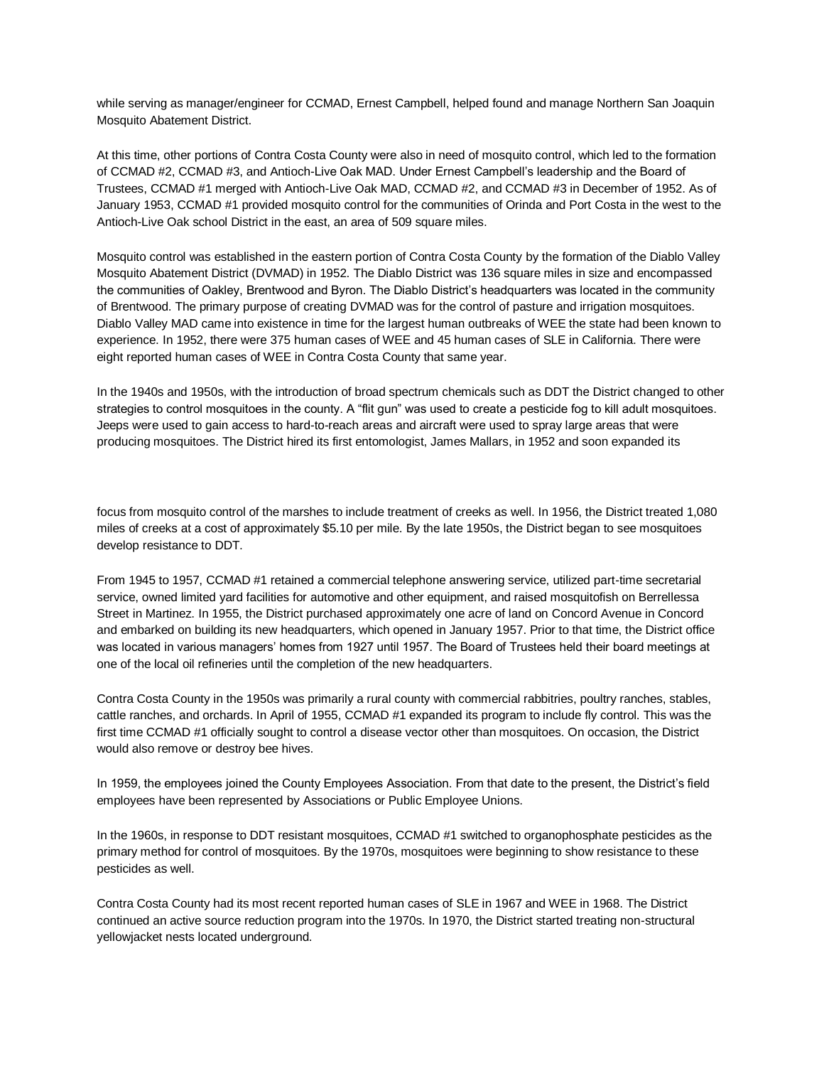while serving as manager/engineer for CCMAD, Ernest Campbell, helped found and manage Northern San Joaquin Mosquito Abatement District.

At this time, other portions of Contra Costa County were also in need of mosquito control, which led to the formation of CCMAD #2, CCMAD #3, and Antioch-Live Oak MAD. Under Ernest Campbell's leadership and the Board of Trustees, CCMAD #1 merged with Antioch-Live Oak MAD, CCMAD #2, and CCMAD #3 in December of 1952. As of January 1953, CCMAD #1 provided mosquito control for the communities of Orinda and Port Costa in the west to the Antioch-Live Oak school District in the east, an area of 509 square miles.

Mosquito control was established in the eastern portion of Contra Costa County by the formation of the Diablo Valley Mosquito Abatement District (DVMAD) in 1952. The Diablo District was 136 square miles in size and encompassed the communities of Oakley, Brentwood and Byron. The Diablo District's headquarters was located in the community of Brentwood. The primary purpose of creating DVMAD was for the control of pasture and irrigation mosquitoes. Diablo Valley MAD came into existence in time for the largest human outbreaks of WEE the state had been known to experience. In 1952, there were 375 human cases of WEE and 45 human cases of SLE in California. There were eight reported human cases of WEE in Contra Costa County that same year.

In the 1940s and 1950s, with the introduction of broad spectrum chemicals such as DDT the District changed to other strategies to control mosquitoes in the county. A "flit gun" was used to create a pesticide fog to kill adult mosquitoes. Jeeps were used to gain access to hard-to-reach areas and aircraft were used to spray large areas that were producing mosquitoes. The District hired its first entomologist, James Mallars, in 1952 and soon expanded its focus from mosquito control of the marshes to include treatment of creeks as well. In 1956, the District treated 1,080 miles of creeks at a cost of approximately $5.10 per mile. By the late 1950s, the District began to see mosquitoes develop resistance to DDT.

From 1945 to 1957, CCMAD #1 retained a commercial telephone answering service, utilized part-time secretarial service, owned limited yard facilities for automotive and other equipment, and raised mosquitofish on Berrellessa Street in Martinez. In 1955, the District purchased approximately one acre of land on Concord Avenue in Concord and embarked on building its new headquarters, which opened in January 1957. Prior to that time, the District office was located in various managers' homes from 1927 until 1957. The Board of Trustees held their board meetings at one of the local oil refineries until the completion of the new headquarters.

Contra Costa County in the 1950s was primarily a rural county with commercial rabbitries, poultry ranches, stables, cattle ranches, and orchards. In April of 1955, CCMAD #1 expanded its program to include fly control. This was the first time CCMAD #1 officially sought to control a disease vector other than mosquitoes. On occasion, the District would also remove or destroy bee hives.

In 1959, the employees joined the County Employees Association. From that date to the present, the District's field employees have been represented by Associations or Public Employee Unions.

In the 1960s, in response to DDT resistant mosquitoes, CCMAD #1 switched to organophosphate pesticides as the primary method for control of mosquitoes. By the 1970s, mosquitoes were beginning to show resistance to these pesticides as well.

Contra Costa County had its most recent reported human cases of SLE in 1967 and WEE in 1968. The District continued an active source reduction program into the 1970s. In 1970, the District started treating non-structural yellowjacket nests located underground.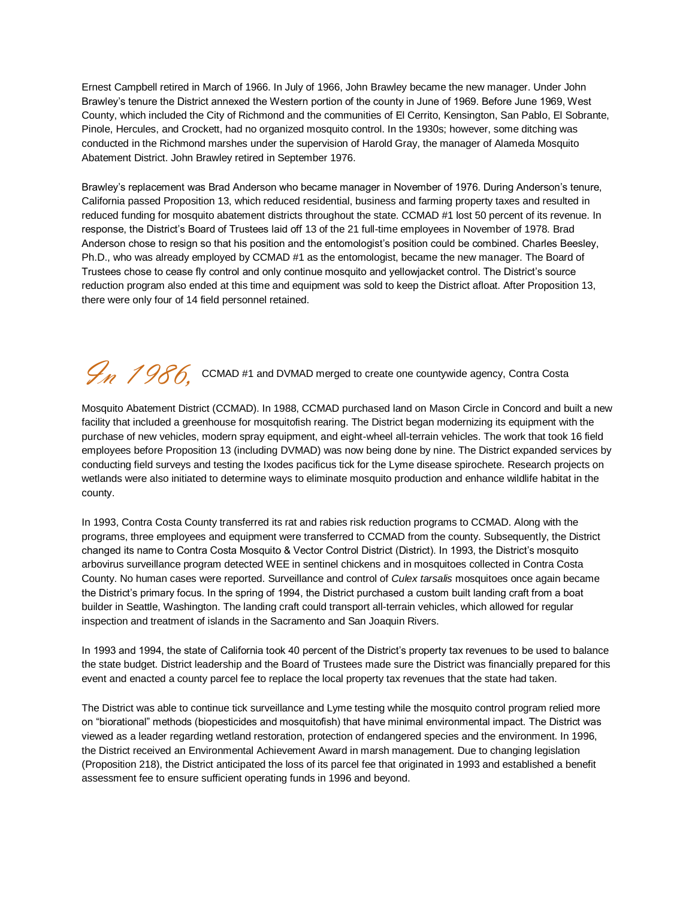Ernest Campbell retired in March of 1966. In July of 1966, John Brawley became the new manager. Under John Brawley's tenure the District annexed the Western portion of the county in June of 1969. Before June 1969, West County, which included the City of Richmond and the communities of El Cerrito, Kensington, San Pablo, El Sobrante, Pinole, Hercules, and Crockett, had no organized mosquito control. In the 1930s; however, some ditching was conducted in the Richmond marshes under the supervision of Harold Gray, the manager of Alameda Mosquito Abatement District. John Brawley retired in September 1976.

Brawley's replacement was Brad Anderson who became manager in November of 1976. During Anderson's tenure, California passed Proposition 13, which reduced residential, business and farming property taxes and resulted in reduced funding for mosquito abatement districts throughout the state. CCMAD #1 lost 50 percent of its revenue. In response, the District's Board of Trustees laid off 13 of the 21 full-time employees in November of 1978. Brad Anderson chose to resign so that his position and the entomologist's position could be combined. Charles Beesley, Ph.D., who was already employed by CCMAD #1 as the entomologist, became the new manager. The Board of Trustees chose to cease fly control and only continue mosquito and yellowjacket control. The District's source reduction program also ended at this time and equipment was sold to keep the District afloat. After Proposition 13, there were only four of 14 field personnel retained.

*In 1986,* CCMAD #1 and DVMAD merged to create one countywide agency, Contra Costa Mosquito Abatement District (CCMAD). In 1988, CCMAD purchased land on Mason Circle in Concord and built a new facility that included a greenhouse for mosquitofish rearing. The District began modernizing its equipment with the purchase of new vehicles, modern spray equipment, and eight-wheel all-terrain vehicles. The work that took 16 field employees before Proposition 13 (including DVMAD) was now being done by nine. The District expanded services by conducting field surveys and testing the Ixodes pacificus tick for the Lyme disease spirochete. Research projects on wetlands were also initiated to determine ways to eliminate mosquito production and enhance wildlife habitat in the county.

In 1993, Contra Costa County transferred its rat and rabies risk reduction programs to CCMAD. Along with the programs, three employees and equipment were transferred to CCMAD from the county. Subsequently, the District changed its name to Contra Costa Mosquito & Vector Control District (District). In 1993, the District's mosquito arbovirus surveillance program detected WEE in sentinel chickens and in mosquitoes collected in Contra Costa County. No human cases were reported. Surveillance and control of *Culex tarsalis* mosquitoes once again became the District's primary focus. In the spring of 1994, the District purchased a custom built landing craft from a boat builder in Seattle, Washington. The landing craft could transport all-terrain vehicles, which allowed for regular inspection and treatment of islands in the Sacramento and San Joaquin Rivers.

In 1993 and 1994, the state of California took 40 percent of the District's property tax revenues to be used to balance the state budget. District leadership and the Board of Trustees made sure the District was financially prepared for this event and enacted a county parcel fee to replace the local property tax revenues that the state had taken.

The District was able to continue tick surveillance and Lyme testing while the mosquito control program relied more on "biorational" methods (biopesticides and mosquitofish) that have minimal environmental impact. The District was viewed as a leader regarding wetland restoration, protection of endangered species and the environment. In 1996, the District received an Environmental Achievement Award in marsh management. Due to changing legislation (Proposition 218), the District anticipated the loss of its parcel fee that originated in 1993 and established a benefit assessment fee to ensure sufficient operating funds in 1996 and beyond.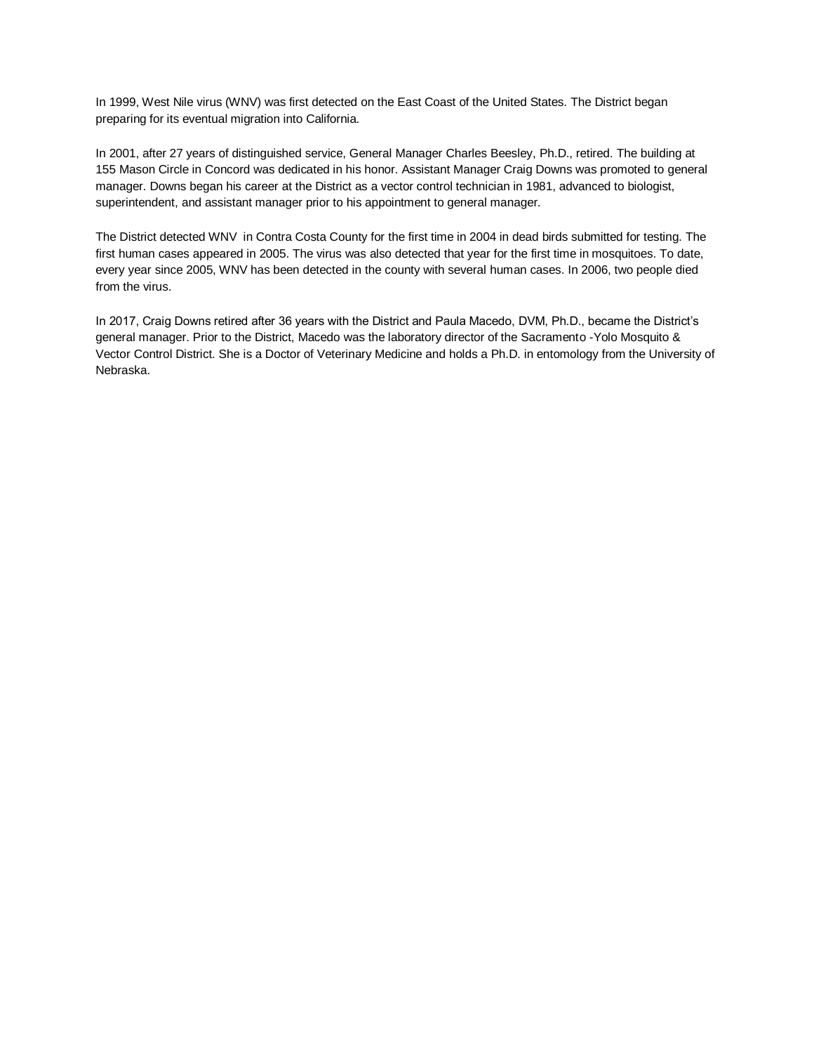In 1999, West Nile virus (WNV) was first detected on the East Coast of the United States. The District began preparing for its eventual migration into California.

In 2001, after 27 years of distinguished service, General Manager Charles Beesley, Ph.D., retired. The building at 155 Mason Circle in Concord was dedicated in his honor. Assistant Manager Craig Downs was promoted to general manager. Downs began his career at the District as a vector control technician in 1981, advanced to biologist, superintendent, and assistant manager prior to his appointment to general manager.

The District detected WNV in Contra Costa County for the first time in 2004 in dead birds submitted for testing. The first human cases appeared in 2005. The virus was also detected that year for the first time in mosquitoes. To date, every year since 2005, WNV has been detected in the county with several human cases. In 2006, two people died from the virus.

In 2017, Craig Downs retired after 36 years with the District and Paula Macedo, DVM, Ph.D., became the District's general manager. Prior to the District, Macedo was the laboratory director of the Sacramento -Yolo Mosquito & Vector Control District. She is a Doctor of Veterinary Medicine and holds a Ph.D. in entomology from the University of Nebraska.